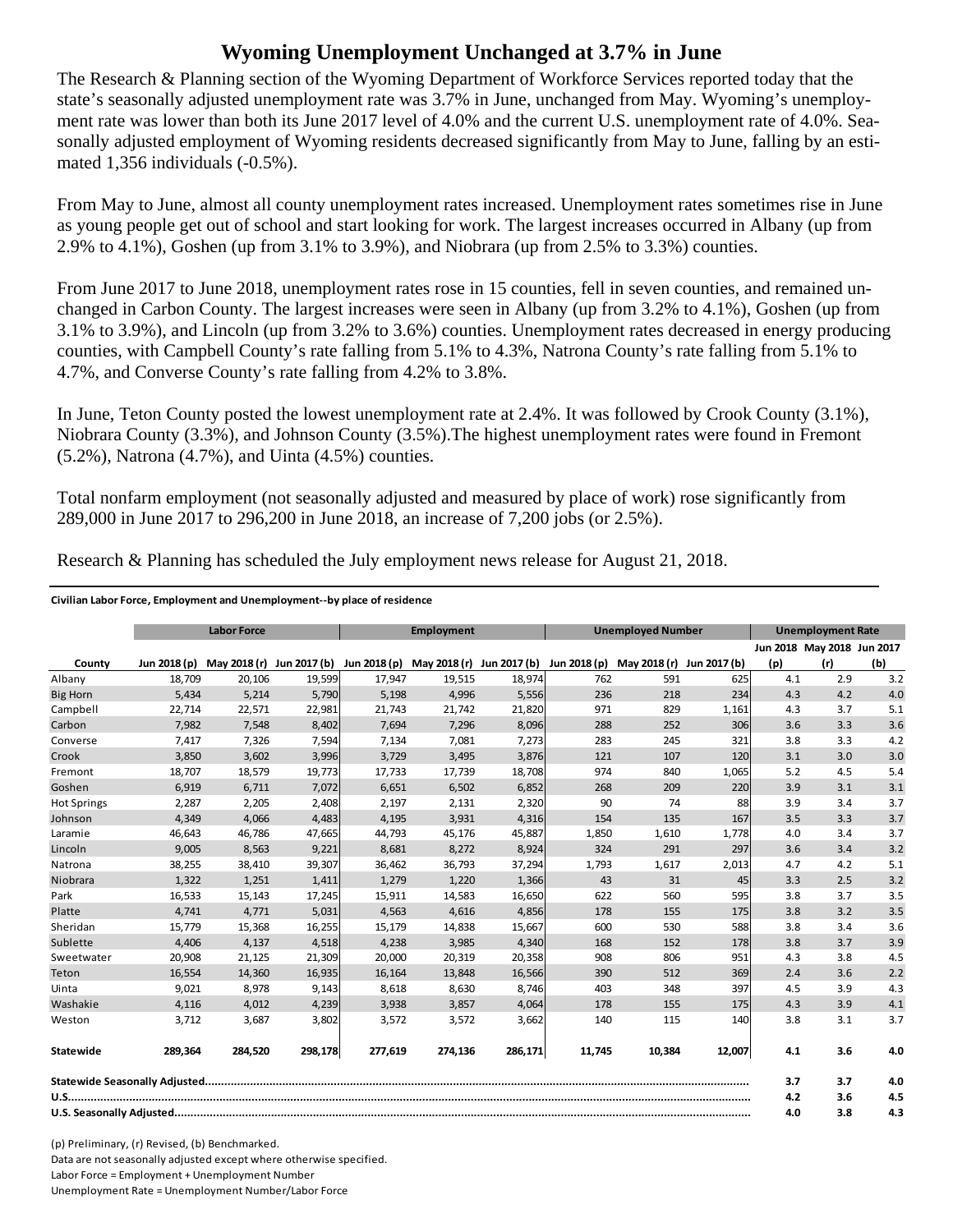# Wyoming Unemployment Unchanged at 3.7% in June

The Research & Planning section of the Wyoming Department of Workforce Services reported today that the state's seasonally adjusted unemployment rate was 3.7% in June, unchanged from May. Wyoming's unemployment rate was lower than both its June 2017 level of 4.0% and the current U.S. unemployment rate of 4.0%. Seasonally adjusted employment of Wyoming residents decreased significantly from May to June, falling by an estimated 1,356 individuals (-0.5%).

From May to June, almost all county unemployment rates increased. Unemployment rates sometimes rise in June as young people get out of school and start looking for work. The largest increases occurred in Albany (up from 2.9% to 4.1%), Goshen (up from 3.1% to 3.9%), and Niobrara (up from 2.5% to 3.3%) counties.

From June 2017 to June 2018, unemployment rates rose in 15 counties, fell in seven counties, and remained unchanged in Carbon County. The largest increases were seen in Albany (up from 3.2% to 4.1%), Goshen (up from 3.1% to 3.9%), and Lincoln (up from 3.2% to 3.6%) counties. Unemployment rates decreased in energy producing counties, with Campbell County's rate falling from 5.1% to 4.3%, Natrona County's rate falling from 5.1% to 4.7%, and Converse County's rate falling from 4.2% to 3.8%.

In June, Teton County posted the lowest unemployment rate at 2.4%. It was followed by Crook County (3.1%), Niobrara County (3.3%), and Johnson County (3.5%).The highest unemployment rates were found in Fremont (5.2%), Natrona (4.7%), and Uinta (4.5%) counties.

Total nonfarm employment (not seasonally adjusted and measured by place of work) rose significantly from 289,000 in June 2017 to 296,200 in June 2018, an increase of 7,200 jobs (or 2.5%).

Research & Planning has scheduled the July employment news release for August 21, 2018.

**Civilian Labor Force, Employment and Unemployment--by place of residence**

| | Labor Force | | | Employment | | | Unemployed Number | | | Unemployment Rate | | |
|---|---|---|---|---|---|---|---|---|---|---|---|---|
| County | Jun 2018 (p) | May 2018 (r) | Jun 2017 (b) | Jun 2018 (p) | May 2018 (r) | Jun 2017 (b) | Jun 2018 (p) | May 2018 (r) | Jun 2017 (b) | Jun 2018 (p) | May 2018 (r) | Jun 2017 (b) |
| Albany | 18,709 | 20,106 | 19,599 | 17,947 | 19,515 | 18,974 | 762 | 591 | 625 | 4.1 | 2.9 | 3.2 |
| Big Horn | 5,434 | 5,214 | 5,790 | 5,198 | 4,996 | 5,556 | 236 | 218 | 234 | 4.3 | 4.2 | 4.0 |
| Campbell | 22,714 | 22,571 | 22,981 | 21,743 | 21,742 | 21,820 | 971 | 829 | 1,161 | 4.3 | 3.7 | 5.1 |
| Carbon | 7,982 | 7,548 | 8,402 | 7,694 | 7,296 | 8,096 | 288 | 252 | 306 | 3.6 | 3.3 | 3.6 |
| Converse | 7,417 | 7,326 | 7,594 | 7,134 | 7,081 | 7,273 | 283 | 245 | 321 | 3.8 | 3.3 | 4.2 |
| Crook | 3,850 | 3,602 | 3,996 | 3,729 | 3,495 | 3,876 | 121 | 107 | 120 | 3.1 | 3.0 | 3.0 |
| Fremont | 18,707 | 18,579 | 19,773 | 17,733 | 17,739 | 18,708 | 974 | 840 | 1,065 | 5.2 | 4.5 | 5.4 |
| Goshen | 6,919 | 6,711 | 7,072 | 6,651 | 6,502 | 6,852 | 268 | 209 | 220 | 3.9 | 3.1 | 3.1 |
| Hot Springs | 2,287 | 2,205 | 2,408 | 2,197 | 2,131 | 2,320 | 90 | 74 | 88 | 3.9 | 3.4 | 3.7 |
| Johnson | 4,349 | 4,066 | 4,483 | 4,195 | 3,931 | 4,316 | 154 | 135 | 167 | 3.5 | 3.3 | 3.7 |
| Laramie | 46,643 | 46,786 | 47,665 | 44,793 | 45,176 | 45,887 | 1,850 | 1,610 | 1,778 | 4.0 | 3.4 | 3.7 |
| Lincoln | 9,005 | 8,563 | 9,221 | 8,681 | 8,272 | 8,924 | 324 | 291 | 297 | 3.6 | 3.4 | 3.2 |
| Natrona | 38,255 | 38,410 | 39,307 | 36,462 | 36,793 | 37,294 | 1,793 | 1,617 | 2,013 | 4.7 | 4.2 | 5.1 |
| Niobrara | 1,322 | 1,251 | 1,411 | 1,279 | 1,220 | 1,366 | 43 | 31 | 45 | 3.3 | 2.5 | 3.2 |
| Park | 16,533 | 15,143 | 17,245 | 15,911 | 14,583 | 16,650 | 622 | 560 | 595 | 3.8 | 3.7 | 3.5 |
| Platte | 4,741 | 4,771 | 5,031 | 4,563 | 4,616 | 4,856 | 178 | 155 | 175 | 3.8 | 3.2 | 3.5 |
| Sheridan | 15,779 | 15,368 | 16,255 | 15,179 | 14,838 | 15,667 | 600 | 530 | 588 | 3.8 | 3.4 | 3.6 |
| Sublette | 4,406 | 4,137 | 4,518 | 4,238 | 3,985 | 4,340 | 168 | 152 | 178 | 3.8 | 3.7 | 3.9 |
| Sweetwater | 20,908 | 21,125 | 21,309 | 20,000 | 20,319 | 20,358 | 908 | 806 | 951 | 4.3 | 3.8 | 4.5 |
| Teton | 16,554 | 14,360 | 16,935 | 16,164 | 13,848 | 16,566 | 390 | 512 | 369 | 2.4 | 3.6 | 2.2 |
| Uinta | 9,021 | 8,978 | 9,143 | 8,618 | 8,630 | 8,746 | 403 | 348 | 397 | 4.5 | 3.9 | 4.3 |
| Washakie | 4,116 | 4,012 | 4,239 | 3,938 | 3,857 | 4,064 | 178 | 155 | 175 | 4.3 | 3.9 | 4.1 |
| Weston | 3,712 | 3,687 | 3,802 | 3,572 | 3,572 | 3,662 | 140 | 115 | 140 | 3.8 | 3.1 | 3.7 |
| **Statewide** | **289,364** | **284,520** | **298,178** | **277,619** | **274,136** | **286,171** | **11,745** | **10,384** | **12,007** | **4.1** | **3.6** | **4.0** |
| **Statewide Seasonally Adjusted** | | | | | | | | | | **3.7** | **3.7** | **4.0** |
| **U.S.** | | | | | | | | | | **4.2** | **3.6** | **4.5** |
| **U.S. Seasonally Adjusted** | | | | | | | | | | **4.0** | **3.8** | **4.3** |

(p) Preliminary, (r) Revised, (b) Benchmarked.

Data are not seasonally adjusted except where otherwise specified.

Labor Force = Employment + Unemployment Number

Unemployment Rate = Unemployment Number/Labor Force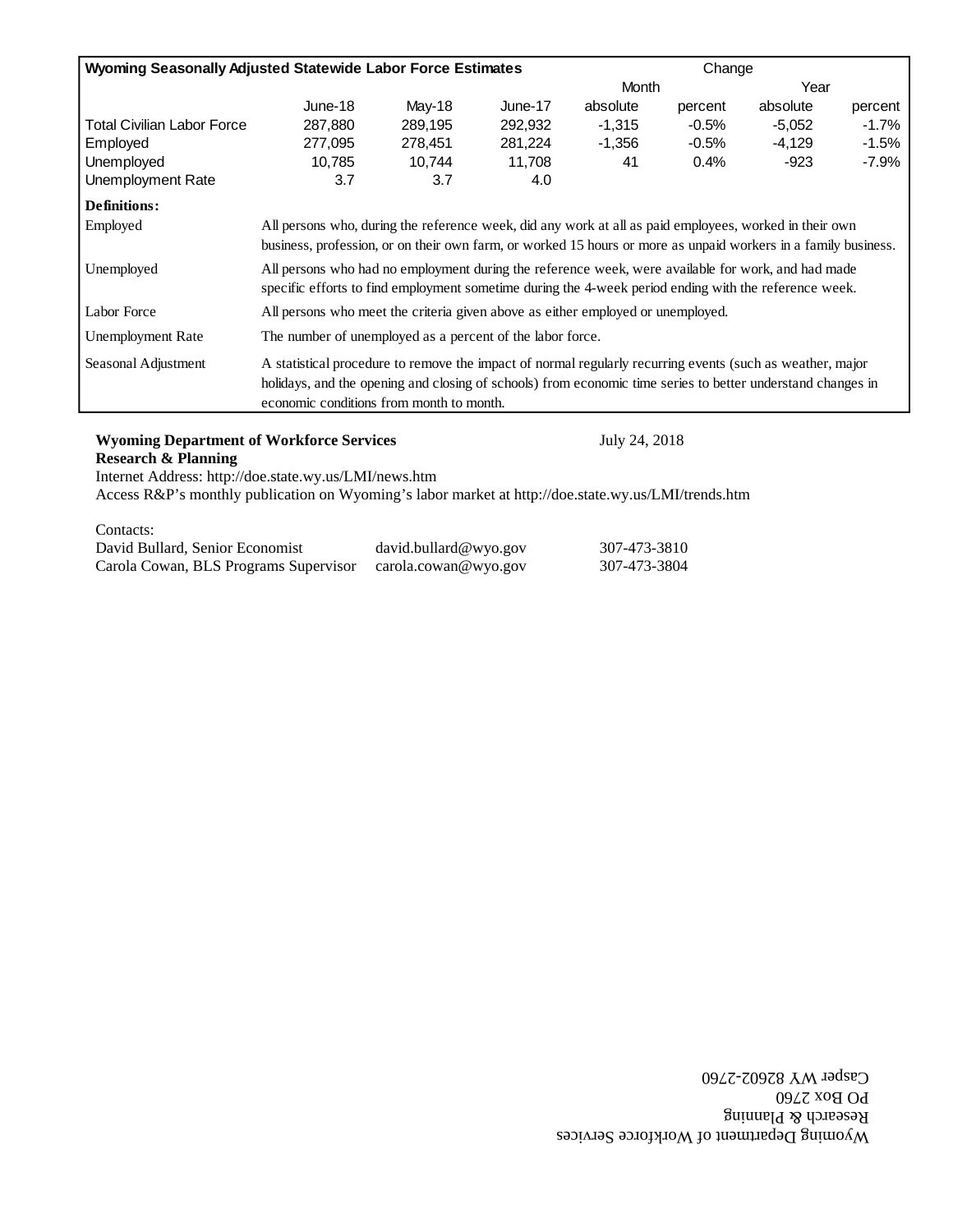| Wyoming Seasonally Adjusted Statewide Labor Force Estimates | | | | Change | | | |
|---|---|---|---|---|---|---|---|
| | | | | Month | | Year | |
| | June-18 | May-18 | June-17 | absolute | percent | absolute | percent |
| Total Civilian Labor Force | 287,880 | 289,195 | 292,932 | -1,315 | -0.5% | -5,052 | -1.7% |
| Employed | 277,095 | 278,451 | 281,224 | -1,356 | -0.5% | -4,129 | -1.5% |
| Unemployed | 10,785 | 10,744 | 11,708 | 41 | 0.4% | -923 | -7.9% |
| Unemployment Rate | 3.7 | 3.7 | 4.0 | | | | |

**Definitions:**

| | |
|---|---|
| Employed | All persons who, during the reference week, did any work at all as paid employees, worked in their own business, profession, or on their own farm, or worked 15 hours or more as unpaid workers in a family business. |
| Unemployed | All persons who had no employment during the reference week, were available for work, and had made specific efforts to find employment sometime during the 4-week period ending with the reference week. |
| Labor Force | All persons who meet the criteria given above as either employed or unemployed. |
| Unemployment Rate | The number of unemployed as a percent of the labor force. |
| Seasonal Adjustment | A statistical procedure to remove the impact of normal regularly recurring events (such as weather, major holidays, and the opening and closing of schools) from economic time series to better understand changes in economic conditions from month to month. |

**Wyoming Department of Workforce Services**
**Research & Planning**

July 24, 2018

Internet Address: http://doe.state.wy.us/LMI/news.htm
Access R&P's monthly publication on Wyoming's labor market at http://doe.state.wy.us/LMI/trends.htm

Contacts:

| | | |
|---|---|---|
| David Bullard, Senior Economist | david.bullard@wyo.gov | 307-473-3810 |
| Carola Cowan, BLS Programs Supervisor | carola.cowan@wyo.gov | 307-473-3804 |

Wyoming Department of Workforce Services
Research & Planning
PO Box 2760
Casper WY 82602-2760